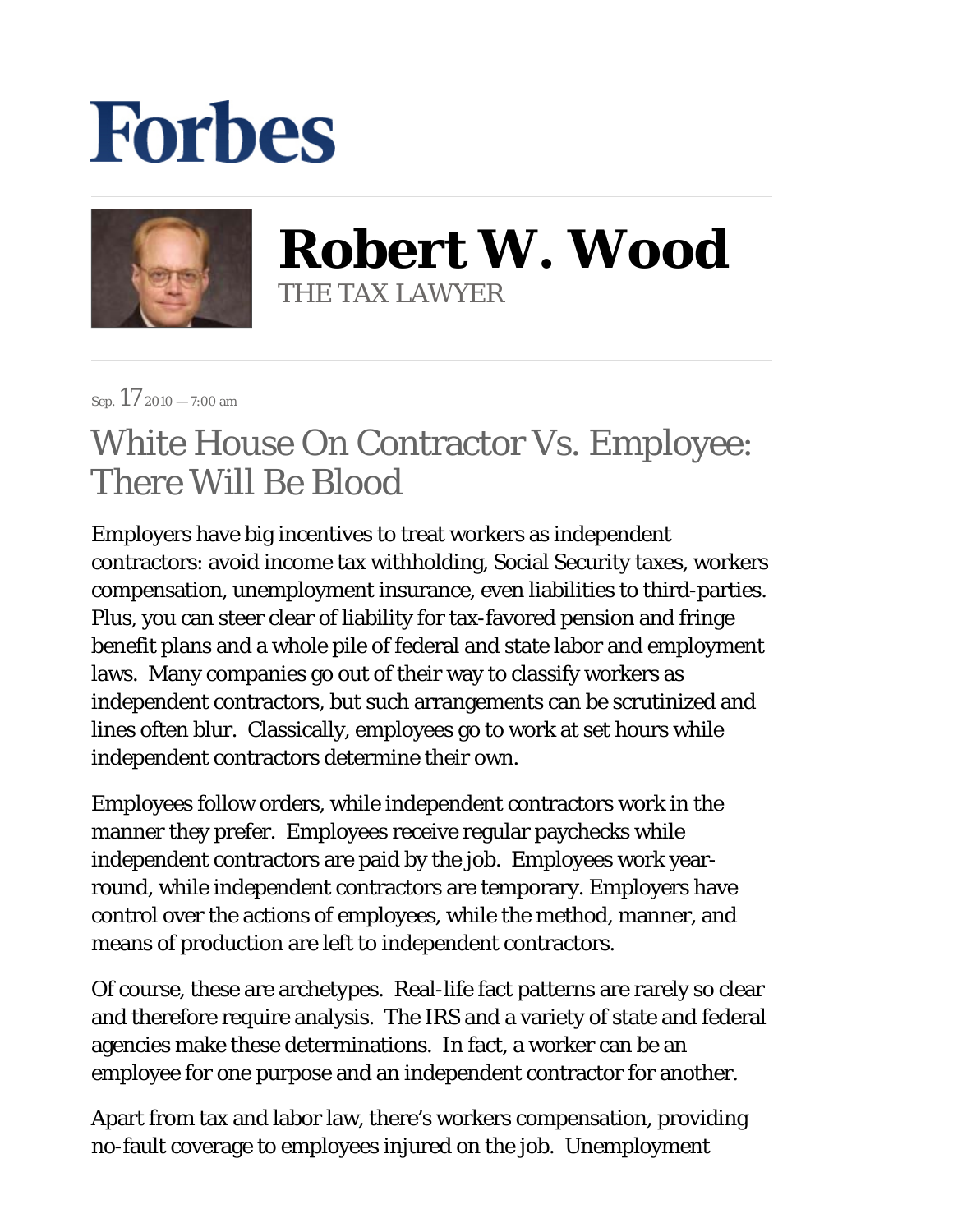# Forbes

**Robert W. Wood**

THE TAX LAWYER

Sep. 17 2010 — 7:00 am

## White House On Contractor Vs. Employee: There Will Be Blood

Employers have big incentives to treat workers as independent contractors: avoid income tax withholding, Social Security taxes, workers compensation, unemployment insurance, even liabilities to third-parties. Plus, you can steer clear of liability for tax-favored pension and fringe benefit plans and a whole pile of federal and state labor and employment laws. Many companies go out of their way to classify workers as independent contractors, but such arrangements can be scrutinized and lines often blur. Classically, employees go to work at set hours while independent contractors determine their own.

Employees follow orders, while independent contractors work in the manner they prefer. Employees receive regular paychecks while independent contractors are paid by the job. Employees work year-round, while independent contractors are temporary. Employers have control over the actions of employees, while the method, manner, and means of production are left to independent contractors.

Of course, these are archetypes. Real-life fact patterns are rarely so clear and therefore require analysis. The IRS and a variety of state and federal agencies make these determinations. In fact, a worker can be an employee for one purpose and an independent contractor for another.

Apart from tax and labor law, there's workers compensation, providing no-fault coverage to employees injured on the job. Unemployment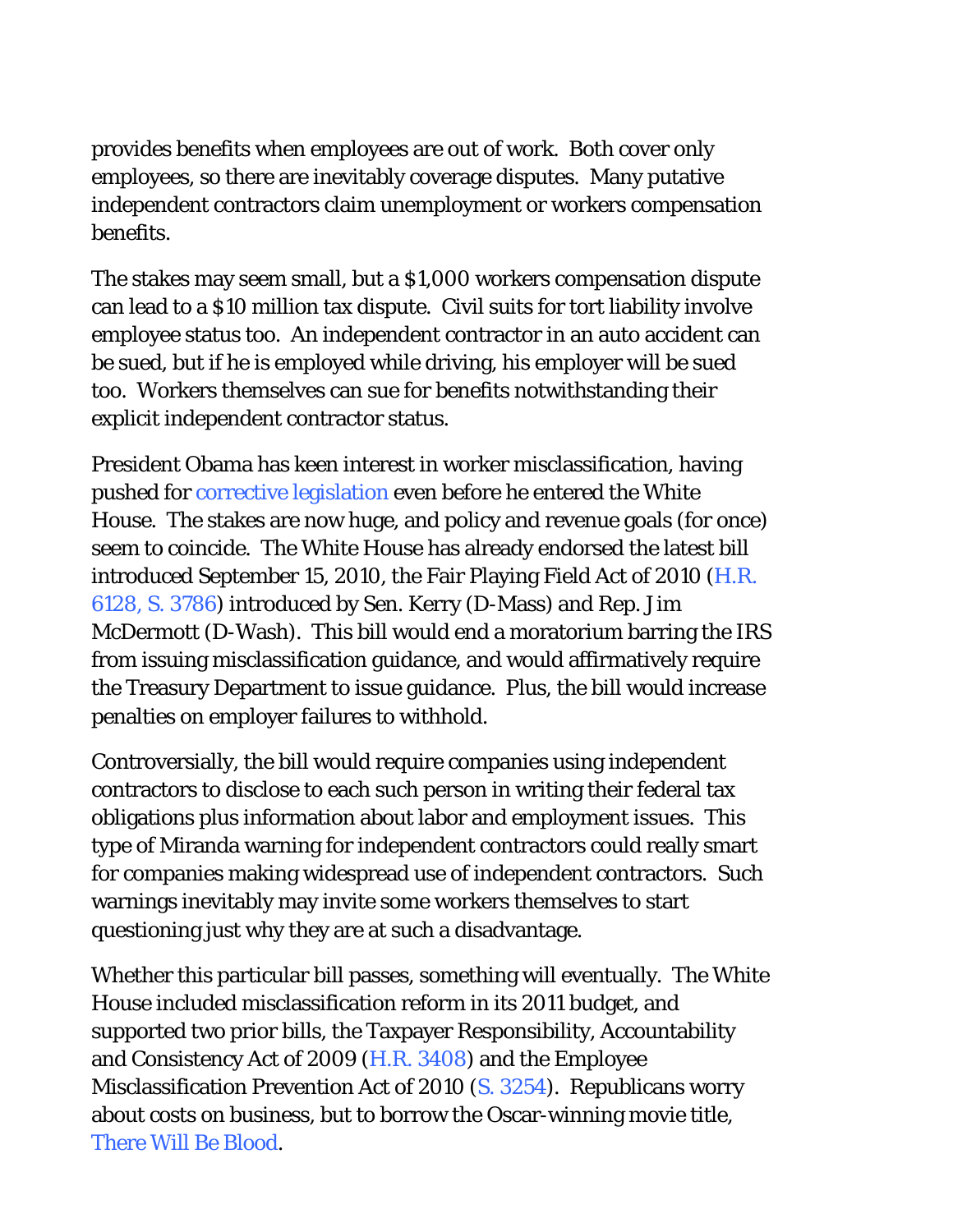provides benefits when employees are out of work.  Both cover only employees, so there are inevitably coverage disputes.  Many putative independent contractors claim unemployment or workers compensation benefits.

The stakes may seem small, but a $1,000 workers compensation dispute can lead to a $10 million tax dispute.  Civil suits for tort liability involve employee status too.  An independent contractor in an auto accident can be sued, but if he is employed while driving, his employer will be sued too.  Workers themselves can sue for benefits notwithstanding their explicit independent contractor status.

President Obama has keen interest in worker misclassification, having pushed for corrective legislation even before he entered the White House.  The stakes are now huge, and policy and revenue goals (for once) seem to coincide.  The White House has already endorsed the latest bill introduced September 15, 2010, the Fair Playing Field Act of 2010 (H.R. 6128, S. 3786) introduced by Sen. Kerry (D-Mass) and Rep. Jim McDermott (D-Wash).  This bill would end a moratorium barring the IRS from issuing misclassification guidance, and would affirmatively require the Treasury Department to issue guidance.  Plus, the bill would increase penalties on employer failures to withhold.

Controversially, the bill would require companies using independent contractors to disclose to each such person in writing their federal tax obligations plus information about labor and employment issues.  This type of Miranda warning for independent contractors could really smart for companies making widespread use of independent contractors.  Such warnings inevitably may invite some workers themselves to start questioning just why they are at such a disadvantage.

Whether this particular bill passes, something will eventually.  The White House included misclassification reform in its 2011 budget, and supported two prior bills, the Taxpayer Responsibility, Accountability and Consistency Act of 2009 (H.R. 3408) and the Employee Misclassification Prevention Act of 2010 (S. 3254).  Republicans worry about costs on business, but to borrow the Oscar-winning movie title, There Will Be Blood.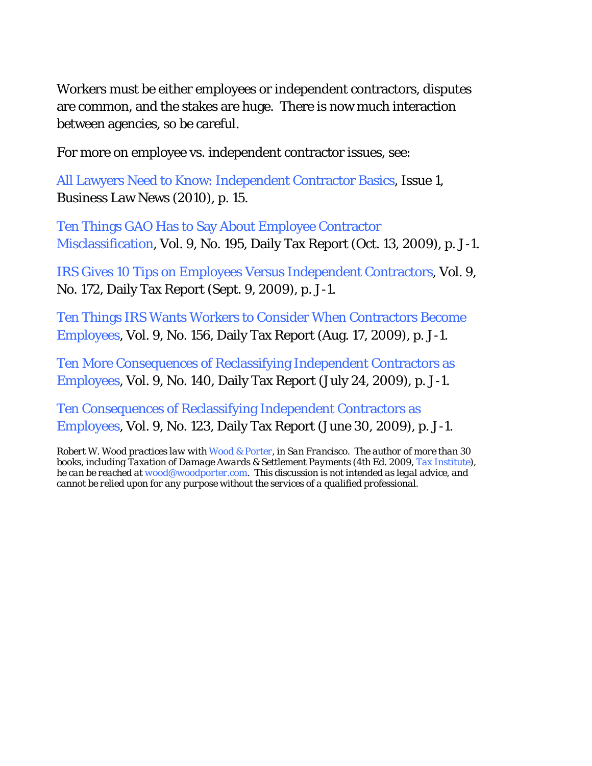Workers must be either employees or independent contractors, disputes are common, and the stakes are huge. There is now much interaction between agencies, so be careful.

For more on employee vs. independent contractor issues, see:

All Lawyers Need to Know: Independent Contractor Basics, Issue 1, Business Law News (2010), p. 15.

Ten Things GAO Has to Say About Employee Contractor Misclassification, Vol. 9, No. 195, Daily Tax Report (Oct. 13, 2009), p. J-1.

IRS Gives 10 Tips on Employees Versus Independent Contractors, Vol. 9, No. 172, Daily Tax Report (Sept. 9, 2009), p. J-1.

Ten Things IRS Wants Workers to Consider When Contractors Become Employees, Vol. 9, No. 156, Daily Tax Report (Aug. 17, 2009), p. J-1.

Ten More Consequences of Reclassifying Independent Contractors as Employees, Vol. 9, No. 140, Daily Tax Report (July 24, 2009), p. J-1.

Ten Consequences of Reclassifying Independent Contractors as Employees, Vol. 9, No. 123, Daily Tax Report (June 30, 2009), p. J-1.

*Robert W. Wood practices law with Wood & Porter, in San Francisco. The author of more than 30 books, including Taxation of Damage Awards & Settlement Payments (4th Ed. 2009, Tax Institute), he can be reached at wood@woodporter.com. This discussion is not intended as legal advice, and cannot be relied upon for any purpose without the services of a qualified professional.*